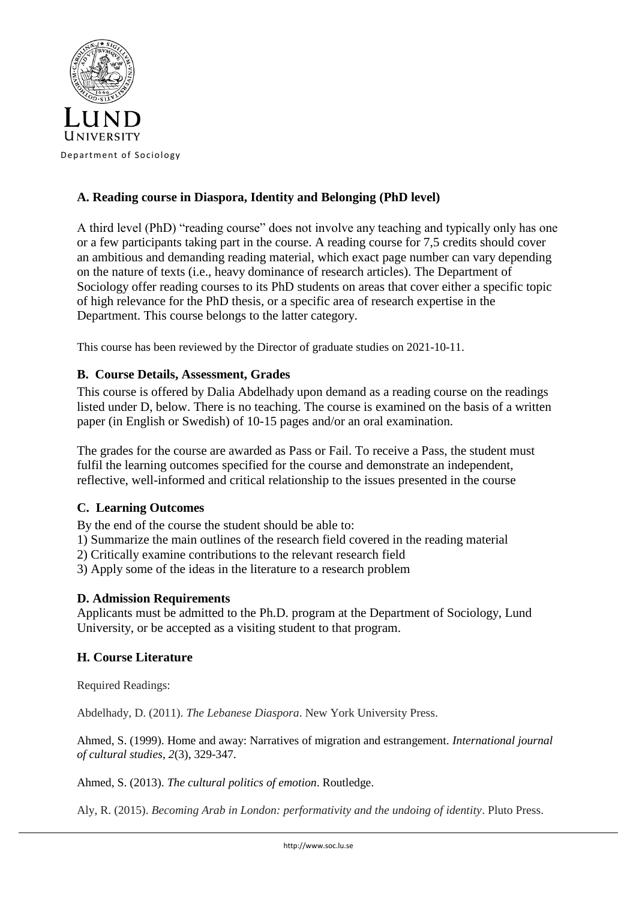Lund University
Department of Sociology

## A. Reading course in Diaspora, Identity and Belonging (PhD level)

A third level (PhD) "reading course" does not involve any teaching and typically only has one or a few participants taking part in the course. A reading course for 7,5 credits should cover an ambitious and demanding reading material, which exact page number can vary depending on the nature of texts (i.e., heavy dominance of research articles). The Department of Sociology offer reading courses to its PhD students on areas that cover either a specific topic of high relevance for the PhD thesis, or a specific area of research expertise in the Department. This course belongs to the latter category.

This course has been reviewed by the Director of graduate studies on 2021-10-11.

## B. Course Details, Assessment, Grades

This course is offered by Dalia Abdelhady upon demand as a reading course on the readings listed under D, below. There is no teaching. The course is examined on the basis of a written paper (in English or Swedish) of 10-15 pages and/or an oral examination.

The grades for the course are awarded as Pass or Fail. To receive a Pass, the student must fulfil the learning outcomes specified for the course and demonstrate an independent, reflective, well-informed and critical relationship to the issues presented in the course

## C. Learning Outcomes

By the end of the course the student should be able to:

1) Summarize the main outlines of the research field covered in the reading material
2) Critically examine contributions to the relevant research field
3) Apply some of the ideas in the literature to a research problem

## D. Admission Requirements

Applicants must be admitted to the Ph.D. program at the Department of Sociology, Lund University, or be accepted as a visiting student to that program.

## H. Course Literature

Required Readings:

Abdelhady, D. (2011). *The Lebanese Diaspora*. New York University Press.

Ahmed, S. (1999). Home and away: Narratives of migration and estrangement. *International journal of cultural studies*, *2*(3), 329-347.

Ahmed, S. (2013). *The cultural politics of emotion*. Routledge.

Aly, R. (2015). *Becoming Arab in London: performativity and the undoing of identity*. Pluto Press.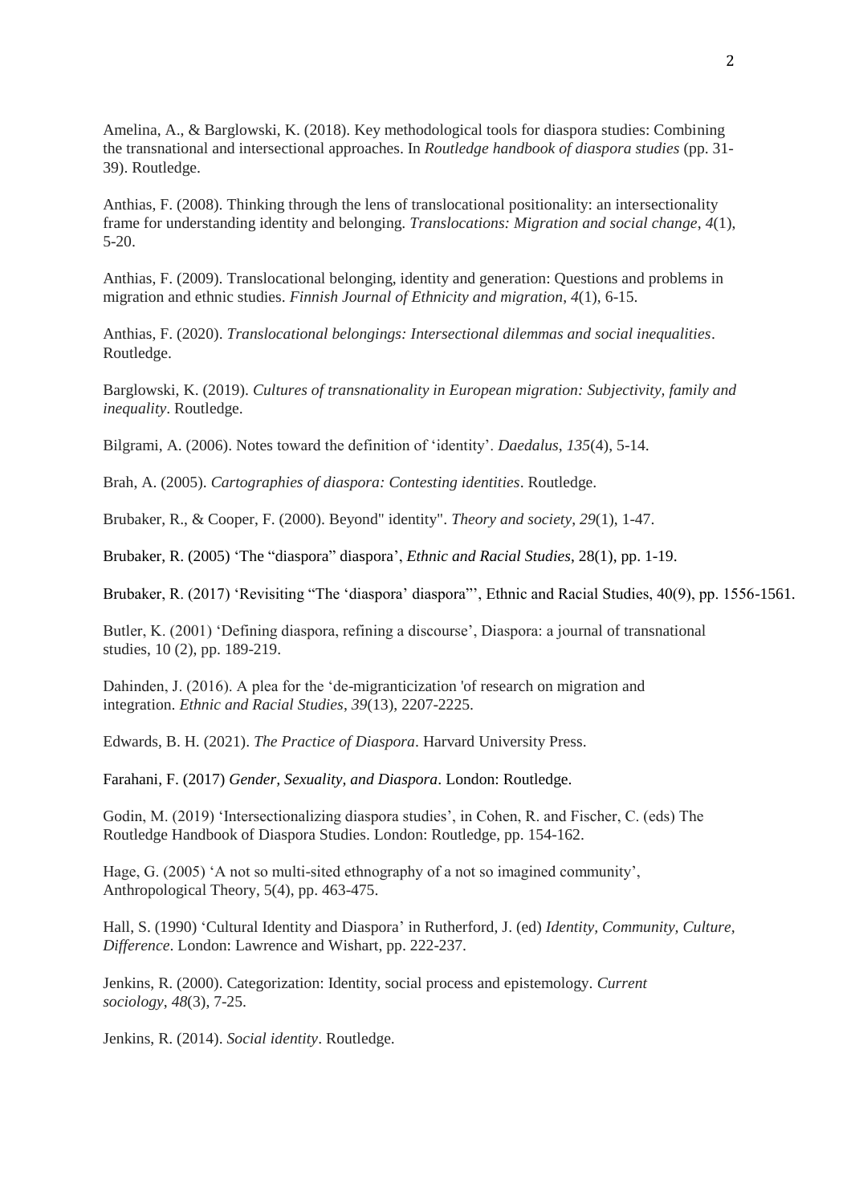Amelina, A., & Barglowski, K. (2018). Key methodological tools for diaspora studies: Combining the transnational and intersectional approaches. In *Routledge handbook of diaspora studies* (pp. 31-39). Routledge.

Anthias, F. (2008). Thinking through the lens of translocational positionality: an intersectionality frame for understanding identity and belonging. *Translocations: Migration and social change*, *4*(1), 5-20.

Anthias, F. (2009). Translocational belonging, identity and generation: Questions and problems in migration and ethnic studies. *Finnish Journal of Ethnicity and migration*, *4*(1), 6-15.

Anthias, F. (2020). *Translocational belongings: Intersectional dilemmas and social inequalities*. Routledge.

Barglowski, K. (2019). *Cultures of transnationality in European migration: Subjectivity, family and inequality*. Routledge.

Bilgrami, A. (2006). Notes toward the definition of 'identity'. *Daedalus*, *135*(4), 5-14.

Brah, A. (2005). *Cartographies of diaspora: Contesting identities*. Routledge.

Brubaker, R., & Cooper, F. (2000). Beyond" identity". *Theory and society*, *29*(1), 1-47.

Brubaker, R. (2005) 'The "diaspora" diaspora', *Ethnic and Racial Studies*, 28(1), pp. 1-19.

Brubaker, R. (2017) 'Revisiting "The 'diaspora' diaspora"', Ethnic and Racial Studies, 40(9), pp. 1556-1561.

Butler, K. (2001) 'Defining diaspora, refining a discourse', Diaspora: a journal of transnational studies, 10 (2), pp. 189-219.

Dahinden, J. (2016). A plea for the 'de-migranticization 'of research on migration and integration. *Ethnic and Racial Studies*, *39*(13), 2207-2225.

Edwards, B. H. (2021). *The Practice of Diaspora*. Harvard University Press.

Farahani, F. (2017) *Gender, Sexuality, and Diaspora*. London: Routledge.

Godin, M. (2019) 'Intersectionalizing diaspora studies', in Cohen, R. and Fischer, C. (eds) The Routledge Handbook of Diaspora Studies. London: Routledge, pp. 154-162.

Hage, G. (2005) 'A not so multi-sited ethnography of a not so imagined community', Anthropological Theory, 5(4), pp. 463-475.

Hall, S. (1990) 'Cultural Identity and Diaspora' in Rutherford, J. (ed) *Identity, Community, Culture, Difference*. London: Lawrence and Wishart, pp. 222-237.

Jenkins, R. (2000). Categorization: Identity, social process and epistemology. *Current sociology*, *48*(3), 7-25.

Jenkins, R. (2014). *Social identity*. Routledge.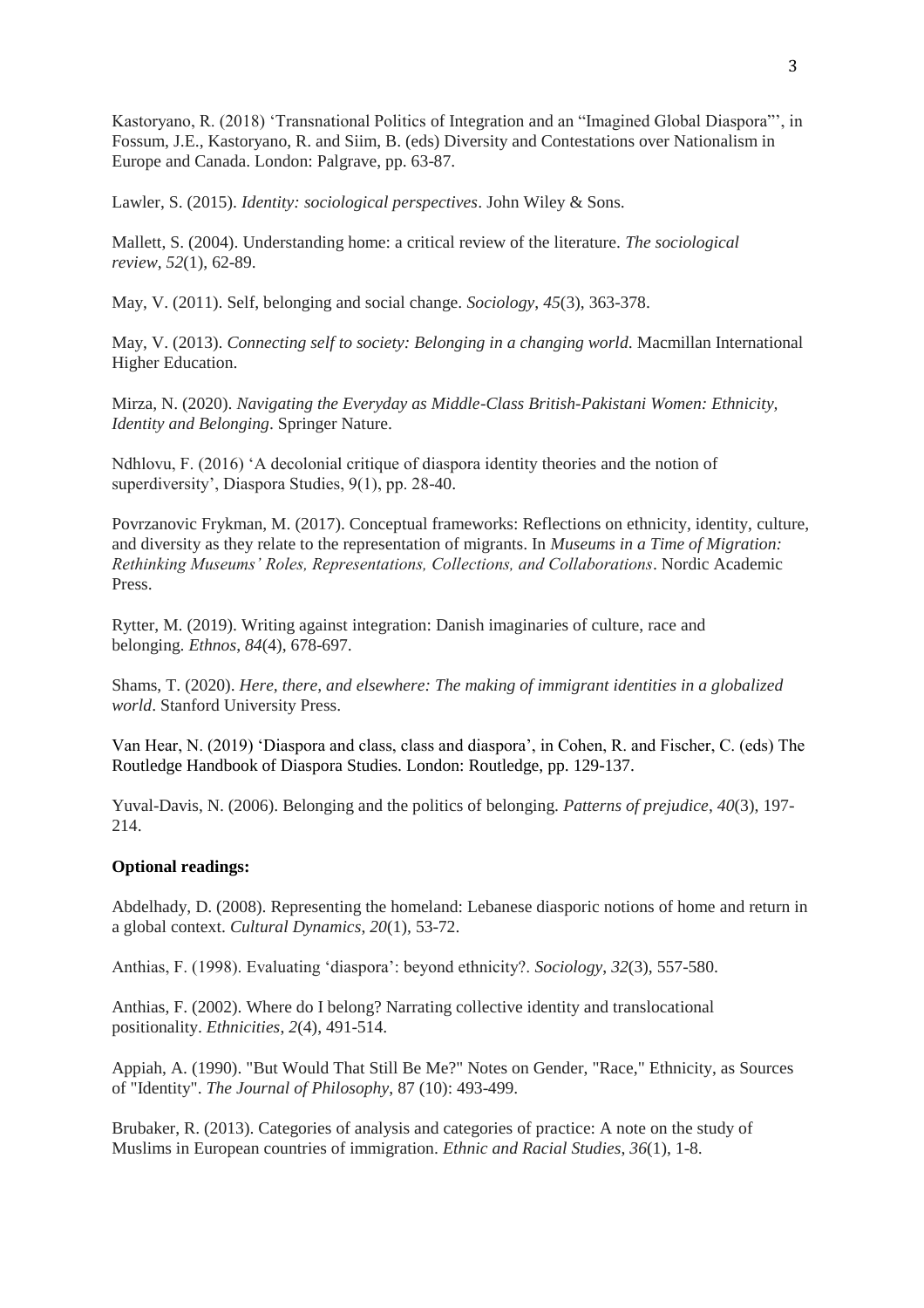Kastoryano, R. (2018) 'Transnational Politics of Integration and an "Imagined Global Diaspora"', in Fossum, J.E., Kastoryano, R. and Siim, B. (eds) Diversity and Contestations over Nationalism in Europe and Canada. London: Palgrave, pp. 63-87.

Lawler, S. (2015). *Identity: sociological perspectives*. John Wiley & Sons.

Mallett, S. (2004). Understanding home: a critical review of the literature. *The sociological review*, *52*(1), 62-89.

May, V. (2011). Self, belonging and social change. *Sociology*, *45*(3), 363-378.

May, V. (2013). *Connecting self to society: Belonging in a changing world*. Macmillan International Higher Education.

Mirza, N. (2020). *Navigating the Everyday as Middle-Class British-Pakistani Women: Ethnicity, Identity and Belonging*. Springer Nature.

Ndhlovu, F. (2016) 'A decolonial critique of diaspora identity theories and the notion of superdiversity', Diaspora Studies, 9(1), pp. 28-40.

Povrzanovic Frykman, M. (2017). Conceptual frameworks: Reflections on ethnicity, identity, culture, and diversity as they relate to the representation of migrants. In *Museums in a Time of Migration: Rethinking Museums' Roles, Representations, Collections, and Collaborations*. Nordic Academic Press.

Rytter, M. (2019). Writing against integration: Danish imaginaries of culture, race and belonging. *Ethnos*, *84*(4), 678-697.

Shams, T. (2020). *Here, there, and elsewhere: The making of immigrant identities in a globalized world*. Stanford University Press.

Van Hear, N. (2019) 'Diaspora and class, class and diaspora', in Cohen, R. and Fischer, C. (eds) The Routledge Handbook of Diaspora Studies. London: Routledge, pp. 129-137.

Yuval-Davis, N. (2006). Belonging and the politics of belonging. *Patterns of prejudice*, *40*(3), 197-214.

**Optional readings:**

Abdelhady, D. (2008). Representing the homeland: Lebanese diasporic notions of home and return in a global context. *Cultural Dynamics*, *20*(1), 53-72.

Anthias, F. (1998). Evaluating 'diaspora': beyond ethnicity?. *Sociology*, *32*(3), 557-580.

Anthias, F. (2002). Where do I belong? Narrating collective identity and translocational positionality. *Ethnicities*, *2*(4), 491-514.

Appiah, A. (1990). "But Would That Still Be Me?" Notes on Gender, "Race," Ethnicity, as Sources of "Identity". *The Journal of Philosophy*, 87 (10): 493-499.

Brubaker, R. (2013). Categories of analysis and categories of practice: A note on the study of Muslims in European countries of immigration. *Ethnic and Racial Studies*, *36*(1), 1-8.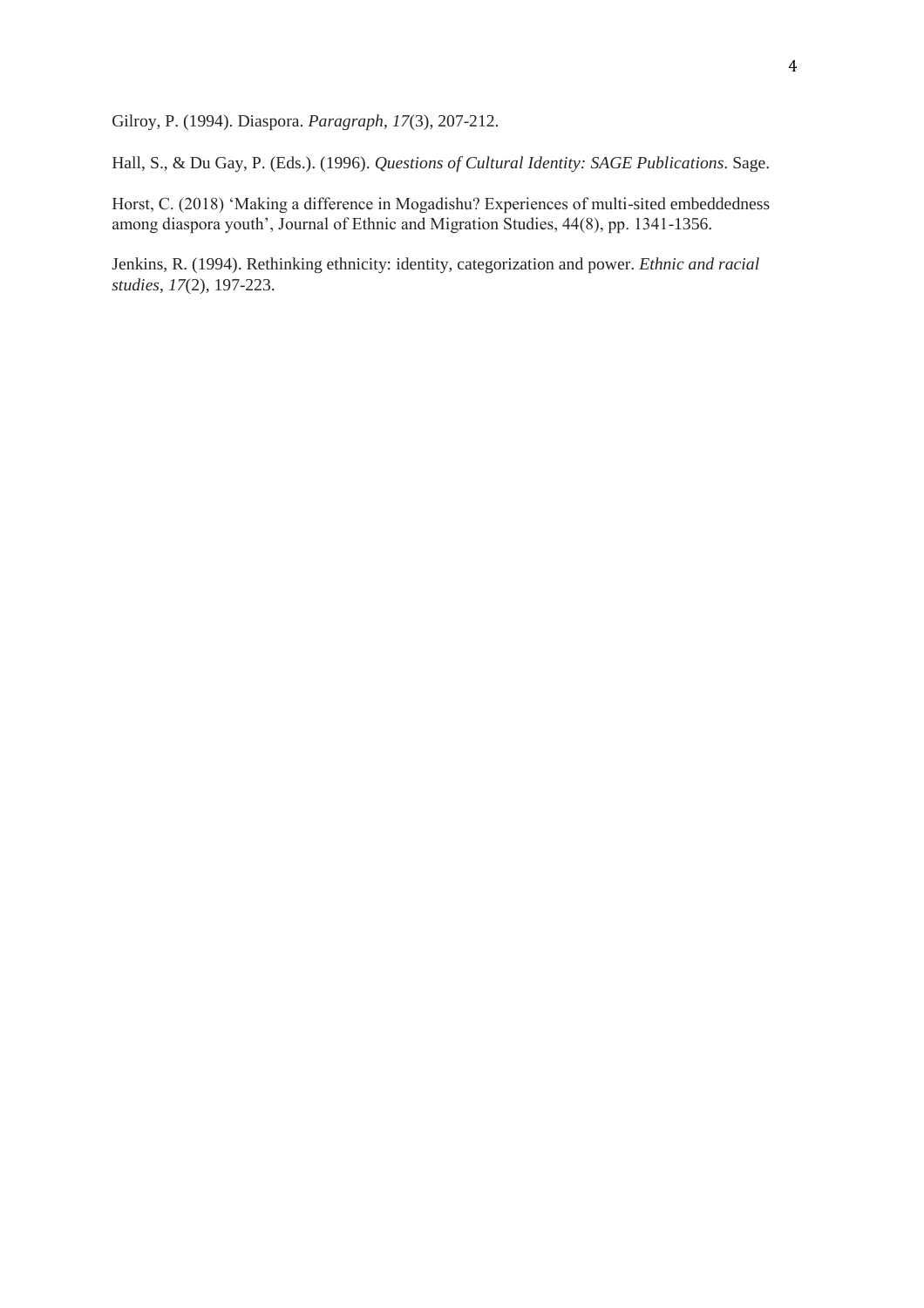Gilroy, P. (1994). Diaspora. *Paragraph*, *17*(3), 207-212.

Hall, S., & Du Gay, P. (Eds.). (1996). *Questions of Cultural Identity: SAGE Publications*. Sage.

Horst, C. (2018) 'Making a difference in Mogadishu? Experiences of multi-sited embeddedness among diaspora youth', Journal of Ethnic and Migration Studies, 44(8), pp. 1341-1356.

Jenkins, R. (1994). Rethinking ethnicity: identity, categorization and power. *Ethnic and racial studies*, *17*(2), 197-223.